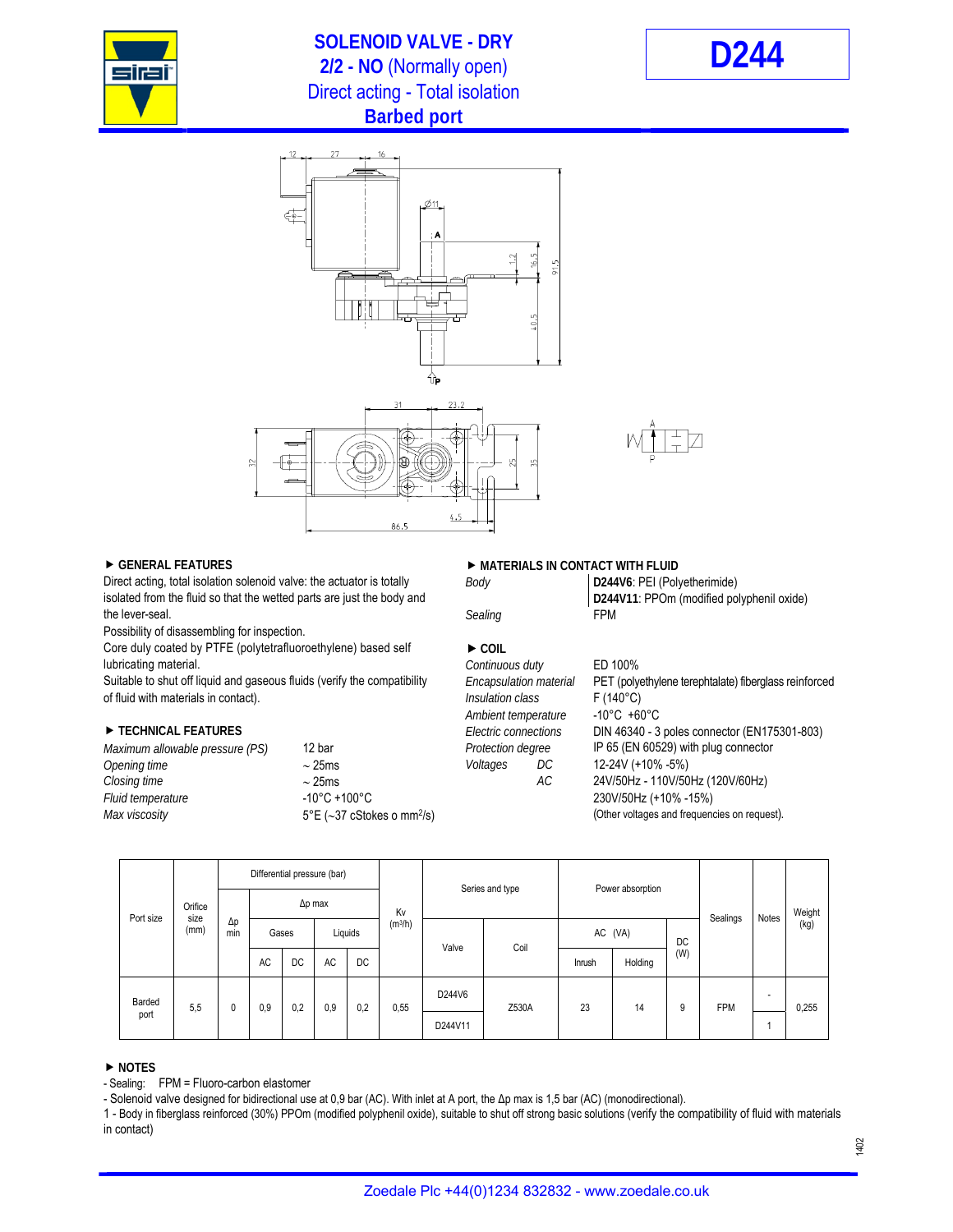# SOLENOID VALVE - DRY
## 2/2 - NO (Normally open)
## Direct acting - Total isolation
## Barbed port

**D244**

### ▶ GENERAL FEATURES

Direct acting, total isolation solenoid valve: the actuator is totally isolated from the fluid so that the wetted parts are just the body and the lever-seal.
Possibility of disassembling for inspection.
Core duly coated by PTFE (polytetrafluoroethylene) based self lubricating material.
Suitable to shut off liquid and gaseous fluids (verify the compatibility of fluid with materials in contact).

### ▶ TECHNICAL FEATURES

| | |
|---|---|
| *Maximum allowable pressure (PS)* | 12 bar |
| *Opening time* | ~ 25ms |
| *Closing time* | ~ 25ms |
| *Fluid temperature* | -10°C +100°C |
| *Max viscosity* | 5°E (~37 cStokes o $mm^2/s$) |

### ▶ MATERIALS IN CONTACT WITH FLUID

| | |
|---|---|
| *Body* | **D244V6**: PEI (Polyetherimide)<br>**D244V11**: PPOm (modified polyphenil oxide) |
| *Sealing* | FPM |

### ▶ COIL

| | |
|---|---|
| *Continuous duty* | ED 100% |
| *Encapsulation material* | PET (polyethylene terephtalate) fiberglass reinforced |
| *Insulation class* | F (140°C) |
| *Ambient temperature* | -10°C +60°C |
| *Electric connections* | DIN 46340 - 3 poles connector (EN175301-803) |
| *Protection degree* | IP 65 (EN 60529) with plug connector |
| *Voltages* DC | 12-24V (+10% -5%) |
| AC | 24V/50Hz - 110V/50Hz (120V/60Hz)<br>230V/50Hz (+10% -15%) |
| | (Other voltages and frequencies on request). |

| Port size | Orifice size (mm) | Differential pressure (bar) Δp min | Δp max Gases AC | Δp max Gases DC | Δp max Liquids AC | Δp max Liquids DC | Kv ($m^3/h$) | Series and type Valve | Series and type Coil | Power absorption AC (VA) Inrush | Power absorption AC (VA) Holding | DC (W) | Sealings | Notes | Weight (kg) |
|---|---|---|---|---|---|---|---|---|---|---|---|---|---|---|---|
| Barded port | 5,5 | 0 | 0,9 | 0,2 | 0,9 | 0,2 | 0,55 | D244V6 | Z530A | 23 | 14 | 9 | FPM | - | 0,255 |
| | | | | | | | | D244V11 | | | | | | 1 | |

### ▶ NOTES

- Sealing: FPM = Fluoro-carbon elastomer
- Solenoid valve designed for bidirectional use at 0,9 bar (AC). With inlet at A port, the Δp max is 1,5 bar (AC) (monodirectional).

1 - Body in fiberglass reinforced (30%) PPOm (modified polyphenil oxide), suitable to shut off strong basic solutions (verify the compatibility of fluid with materials in contact)

Zoedale Plc +44(0)1234 832832 - www.zoedale.co.uk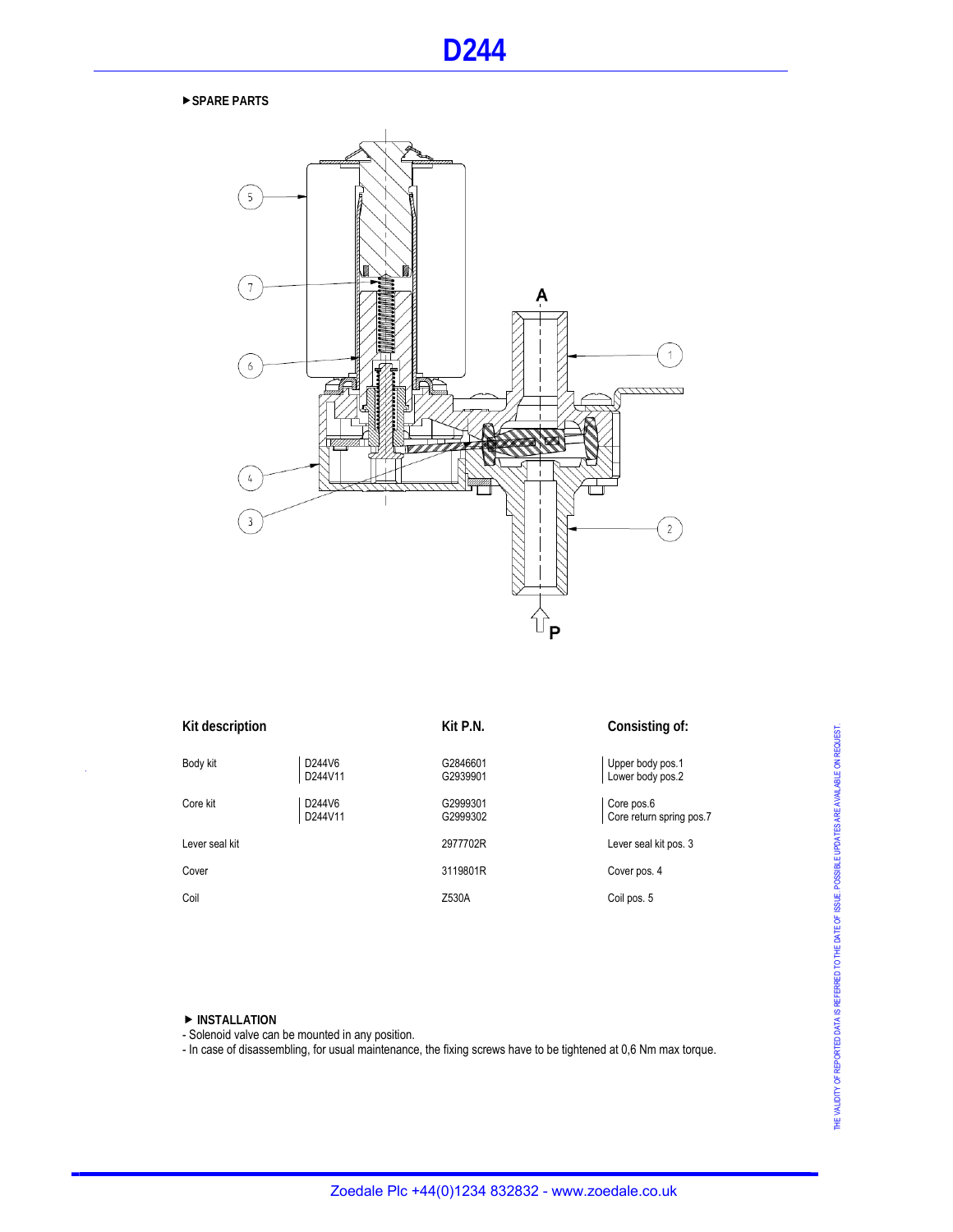# D244

▶ **SPARE PARTS**

A

P

| Kit description | | Kit P.N. | Consisting of: |
|---|---|---|---|
| Body kit | D244V6<br>D244V11 | G2846601<br>G2939901 | Upper body pos.1<br>Lower body pos.2 |
| Core kit | D244V6<br>D244V11 | G2999301<br>G2999302 | Core pos.6<br>Core return spring pos.7 |
| Lever seal kit | | 2977702R | Lever seal kit pos. 3 |
| Cover | | 3119801R | Cover pos. 4 |
| Coil | | Z530A | Coil pos. 5 |

▶ **INSTALLATION**

- Solenoid valve can be mounted in any position.
- In case of disassembling, for usual maintenance, the fixing screws have to be tightened at 0,6 Nm max torque.

THE VALIDITY OF REPORTED DATA IS REFERRED TO THE DATE OF ISSUE. POSSIBLE UPDATES ARE AVAILABLE ON REQUEST.

Zoedale Plc +44(0)1234 832832 - www.zoedale.co.uk